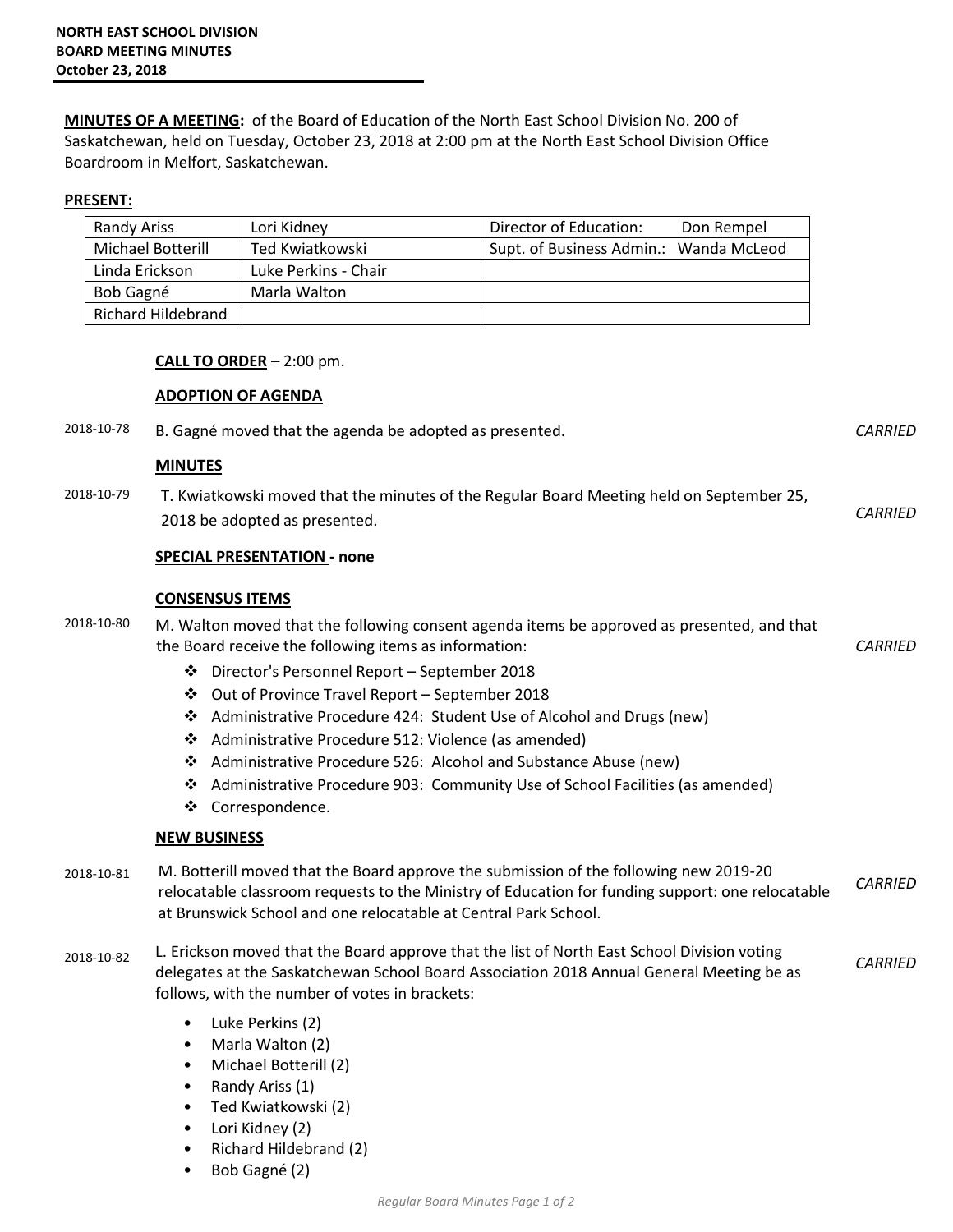**NORTH EAST SCHOOL DIVISION**
**BOARD MEETING MINUTES**
**October 23, 2018**

**MINUTES OF A MEETING:** of the Board of Education of the North East School Division No. 200 of Saskatchewan, held on Tuesday, October 23, 2018 at 2:00 pm at the North East School Division Office Boardroom in Melfort, Saskatchewan.

**PRESENT:**

| | | |
|---|---|---|
| Randy Ariss | Lori Kidney | Director of Education: Don Rempel |
| Michael Botterill | Ted Kwiatkowski | Supt. of Business Admin.: Wanda McLeod |
| Linda Erickson | Luke Perkins - Chair | |
| Bob Gagné | Marla Walton | |
| Richard Hildebrand | | |

**CALL TO ORDER** – 2:00 pm.

**ADOPTION OF AGENDA**

2018-10-78 B. Gagné moved that the agenda be adopted as presented. *CARRIED*

**MINUTES**

2018-10-79 T. Kwiatkowski moved that the minutes of the Regular Board Meeting held on September 25, 2018 be adopted as presented. *CARRIED*

**SPECIAL PRESENTATION - none**

**CONSENSUS ITEMS**

2018-10-80 M. Walton moved that the following consent agenda items be approved as presented, and that the Board receive the following items as information: *CARRIED*

- Director's Personnel Report – September 2018
- Out of Province Travel Report – September 2018
- Administrative Procedure 424: Student Use of Alcohol and Drugs (new)
- Administrative Procedure 512: Violence (as amended)
- Administrative Procedure 526: Alcohol and Substance Abuse (new)
- Administrative Procedure 903: Community Use of School Facilities (as amended)
- Correspondence.

**NEW BUSINESS**

2018-10-81 M. Botterill moved that the Board approve the submission of the following new 2019-20 relocatable classroom requests to the Ministry of Education for funding support: one relocatable at Brunswick School and one relocatable at Central Park School. *CARRIED*

2018-10-82 L. Erickson moved that the Board approve that the list of North East School Division voting delegates at the Saskatchewan School Board Association 2018 Annual General Meeting be as follows, with the number of votes in brackets: *CARRIED*

- Luke Perkins (2)
- Marla Walton (2)
- Michael Botterill (2)
- Randy Ariss (1)
- Ted Kwiatkowski (2)
- Lori Kidney (2)
- Richard Hildebrand (2)
- Bob Gagné (2)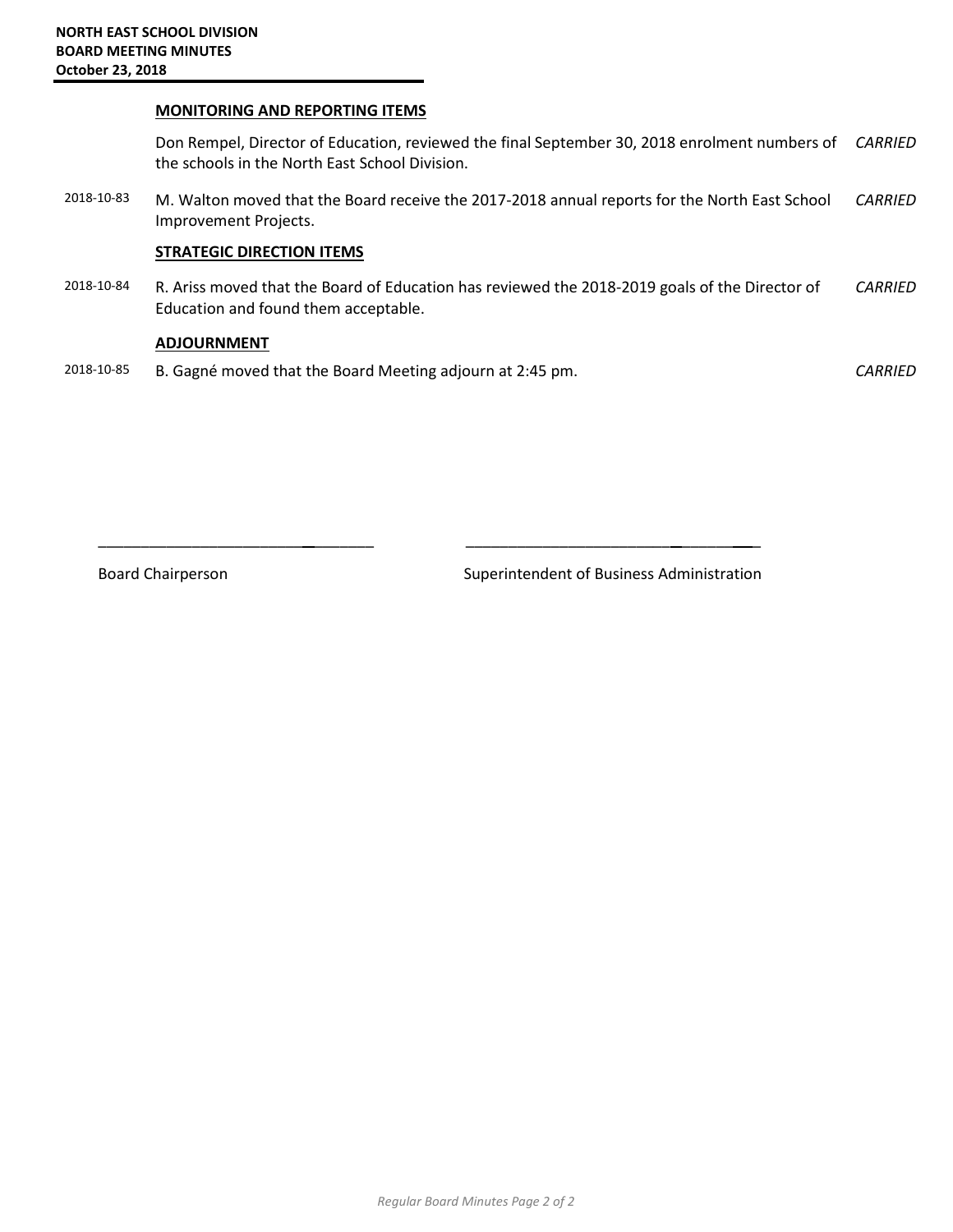**MONITORING AND REPORTING ITEMS**

Don Rempel, Director of Education, reviewed the final September 30, 2018 enrolment numbers of the schools in the North East School Division. *CARRIED*

2018-10-83 M. Walton moved that the Board receive the 2017-2018 annual reports for the North East School Improvement Projects. *CARRIED*

**STRATEGIC DIRECTION ITEMS**

2018-10-84 R. Ariss moved that the Board of Education has reviewed the 2018-2019 goals of the Director of Education and found them acceptable. *CARRIED*

**ADJOURNMENT**

2018-10-85 B. Gagné moved that the Board Meeting adjourn at 2:45 pm. *CARRIED*

\_\_\_\_\_\_\_\_\_\_\_\_\_\_\_\_\_\_\_\_\_\_\_\_\_\_\_\_\_\_\_\_\_\_ \_\_\_\_\_\_\_\_\_\_\_\_\_\_\_\_\_\_\_\_\_\_\_\_\_\_\_\_\_\_\_\_\_\_\_\_\_

Board Chairperson Superintendent of Business Administration